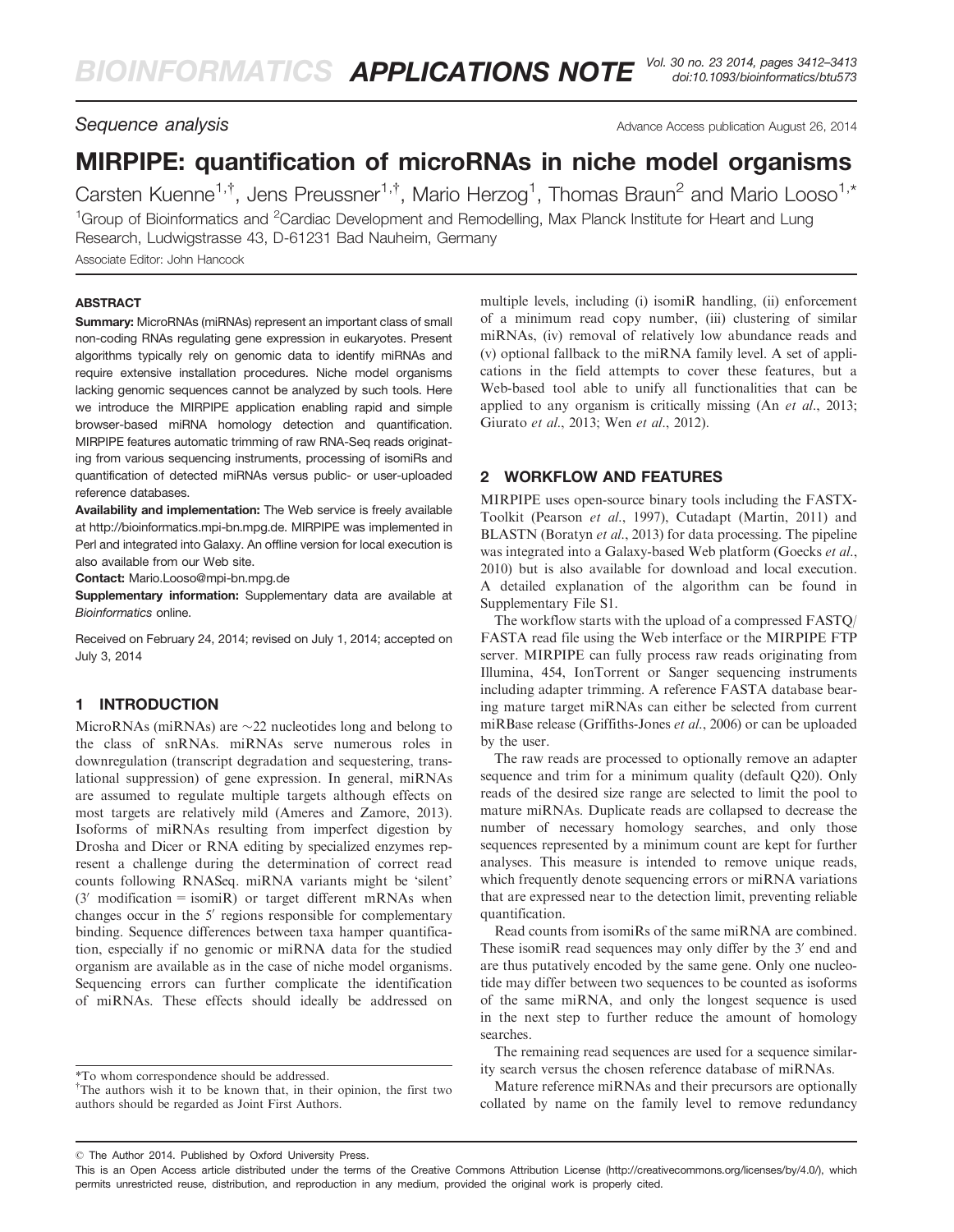## Sequence analysis

# MIRPIPE: quantification of microRNAs in niche model organisms

Carsten Kuenne[1,†], Jens Preussner[1,†], Mario Herzog[1], Thomas Braun[2] and Mario Looso[1,*]

[1]Group of Bioinformatics and [2]Cardiac Development and Remodelling, Max Planck Institute for Heart and Lung Research, Ludwigstrasse 43, D-61231 Bad Nauheim, Germany

Associate Editor: John Hancock

### ABSTRACT

**Summary:** MicroRNAs (miRNAs) represent an important class of small non-coding RNAs regulating gene expression in eukaryotes. Present algorithms typically rely on genomic data to identify miRNAs and require extensive installation procedures. Niche model organisms lacking genomic sequences cannot be analyzed by such tools. Here we introduce the MIRPIPE application enabling rapid and simple browser-based miRNA homology detection and quantification. MIRPIPE features automatic trimming of raw RNA-Seq reads originating from various sequencing instruments, processing of isomiRs and quantification of detected miRNAs versus public- or user-uploaded reference databases.

**Availability and implementation:** The Web service is freely available at http://bioinformatics.mpi-bn.mpg.de. MIRPIPE was implemented in Perl and integrated into Galaxy. An offline version for local execution is also available from our Web site.

**Contact:** Mario.Looso@mpi-bn.mpg.de

**Supplementary information:** Supplementary data are available at *Bioinformatics* online.

Received on February 24, 2014; revised on July 1, 2014; accepted on July 3, 2014

## 1 INTRODUCTION

MicroRNAs (miRNAs) are ~22 nucleotides long and belong to the class of snRNAs. miRNAs serve numerous roles in downregulation (transcript degradation and sequestering, translational suppression) of gene expression. In general, miRNAs are assumed to regulate multiple targets although effects on most targets are relatively mild (Ameres and Zamore, 2013). Isoforms of miRNAs resulting from imperfect digestion by Drosha and Dicer or RNA editing by specialized enzymes represent a challenge during the determination of correct read counts following RNASeq. miRNA variants might be 'silent' ($3'$ modification = isomiR) or target different mRNAs when changes occur in the $5'$ regions responsible for complementary binding. Sequence differences between taxa hamper quantification, especially if no genomic or miRNA data for the studied organism are available as in the case of niche model organisms. Sequencing errors can further complicate the identification of miRNAs. These effects should ideally be addressed on multiple levels, including (i) isomiR handling, (ii) enforcement of a minimum read copy number, (iii) clustering of similar miRNAs, (iv) removal of relatively low abundance reads and (v) optional fallback to the miRNA family level. A set of applications in the field attempts to cover these features, but a Web-based tool able to unify all functionalities that can be applied to any organism is critically missing (An *et al.*, 2013; Giurato *et al.*, 2013; Wen *et al.*, 2012).

## 2 WORKFLOW AND FEATURES

MIRPIPE uses open-source binary tools including the FASTX-Toolkit (Pearson *et al.*, 1997), Cutadapt (Martin, 2011) and BLASTN (Boratyn *et al.*, 2013) for data processing. The pipeline was integrated into a Galaxy-based Web platform (Goecks *et al.*, 2010) but is also available for download and local execution. A detailed explanation of the algorithm can be found in Supplementary File S1.

The workflow starts with the upload of a compressed FASTQ/FASTA read file using the Web interface or the MIRPIPE FTP server. MIRPIPE can fully process raw reads originating from Illumina, 454, IonTorrent or Sanger sequencing instruments including adapter trimming. A reference FASTA database bearing mature target miRNAs can either be selected from current miRBase release (Griffiths-Jones *et al.*, 2006) or can be uploaded by the user.

The raw reads are processed to optionally remove an adapter sequence and trim for a minimum quality (default Q20). Only reads of the desired size range are selected to limit the pool to mature miRNAs. Duplicate reads are collapsed to decrease the number of necessary homology searches, and only those sequences represented by a minimum count are kept for further analyses. This measure is intended to remove unique reads, which frequently denote sequencing errors or miRNA variations that are expressed near to the detection limit, preventing reliable quantification.

Read counts from isomiRs of the same miRNA are combined. These isomiR read sequences may only differ by the $3'$ end and are thus putatively encoded by the same gene. Only one nucleotide may differ between two sequences to be counted as isoforms of the same miRNA, and only the longest sequence is used in the next step to further reduce the amount of homology searches.

The remaining read sequences are used for a sequence similarity search versus the chosen reference database of miRNAs.

Mature reference miRNAs and their precursors are optionally collated by name on the family level to remove redundancy

*To whom correspondence should be addressed.

†The authors wish it to be known that, in their opinion, the first two authors should be regarded as Joint First Authors.

© The Author 2014. Published by Oxford University Press.

This is an Open Access article distributed under the terms of the Creative Commons Attribution License (http://creativecommons.org/licenses/by/4.0/), which permits unrestricted reuse, distribution, and reproduction in any medium, provided the original work is properly cited.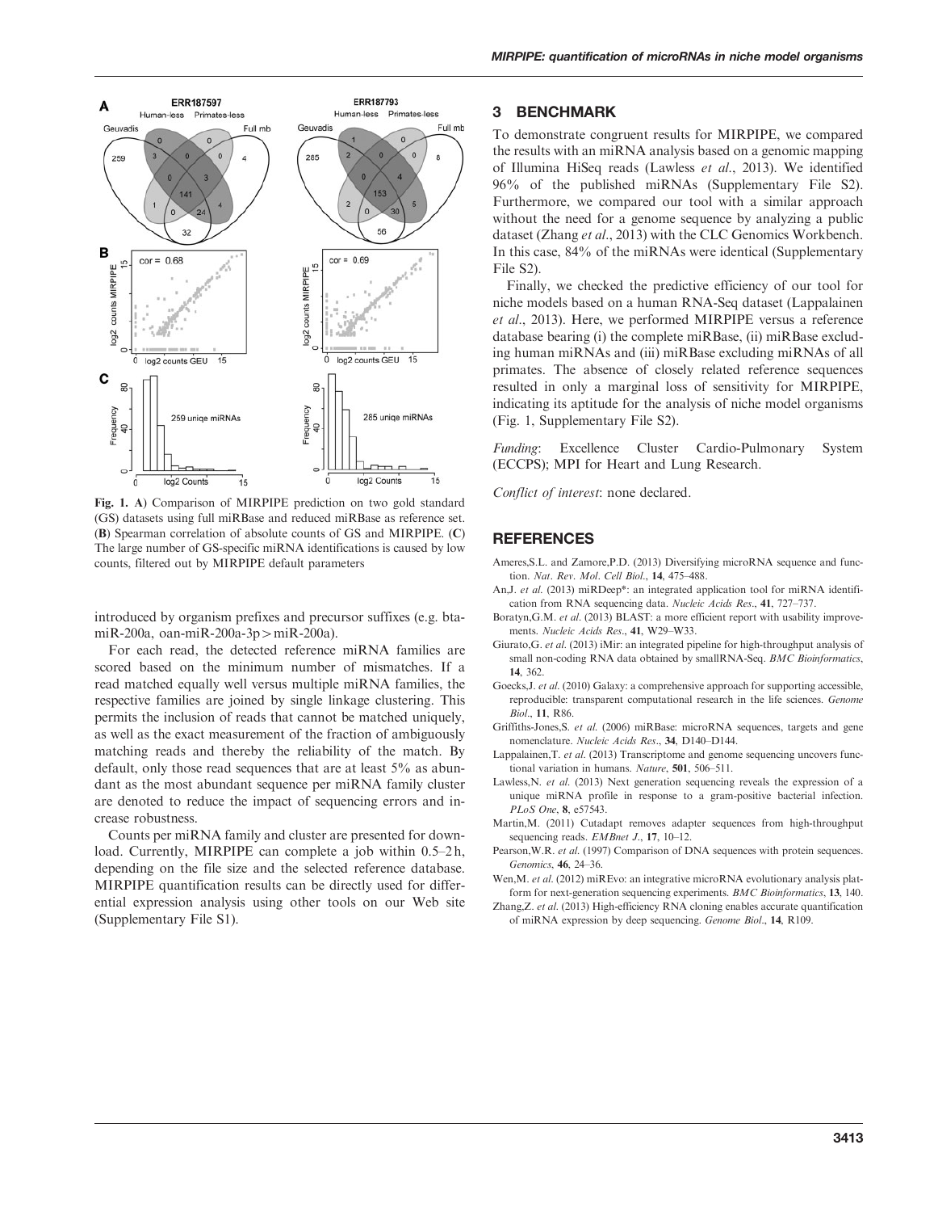A

ERR187597

Human-less Primates-less

Geuvadis Full mb

259 0 0 3 0 0 4 0 3 141 1 0 24 4 32

ERR187793

Human-less Primates-less

Geuvadis Full mb

285 1 0 2 0 0 8 0 4 153 2 0 30 5 56

B

cor = 0.68

log2 counts MIRPIPE

log2 counts GEU

cor = 0.69

log2 counts MIRPIPE

log2 counts GEU

C

Frequency

259 uniqe miRNAs

log2 Counts

Frequency

285 uniqe miRNAs

log2 Counts

**Fig. 1.** **A**) Comparison of MIRPIPE prediction on two gold standard (GS) datasets using full miRBase and reduced miRBase as reference set. (**B**) Spearman correlation of absolute counts of GS and MIRPIPE. (**C**) The large number of GS-specific miRNA identifications is caused by low counts, filtered out by MIRPIPE default parameters

introduced by organism prefixes and precursor suffixes (e.g. bta-miR-200a, oan-miR-200a-3p > miR-200a).

For each read, the detected reference miRNA families are scored based on the minimum number of mismatches. If a read matched equally well versus multiple miRNA families, the respective families are joined by single linkage clustering. This permits the inclusion of reads that cannot be matched uniquely, as well as the exact measurement of the fraction of ambiguously matching reads and thereby the reliability of the match. By default, only those read sequences that are at least 5% as abundant as the most abundant sequence per miRNA family cluster are denoted to reduce the impact of sequencing errors and increase robustness.

Counts per miRNA family and cluster are presented for download. Currently, MIRPIPE can complete a job within 0.5–2 h, depending on the file size and the selected reference database. MIRPIPE quantification results can be directly used for differential expression analysis using other tools on our Web site (Supplementary File S1).

## 3 BENCHMARK

To demonstrate congruent results for MIRPIPE, we compared the results with an miRNA analysis based on a genomic mapping of Illumina HiSeq reads (Lawless *et al.*, 2013). We identified 96% of the published miRNAs (Supplementary File S2). Furthermore, we compared our tool with a similar approach without the need for a genome sequence by analyzing a public dataset (Zhang *et al.*, 2013) with the CLC Genomics Workbench. In this case, 84% of the miRNAs were identical (Supplementary File S2).

Finally, we checked the predictive efficiency of our tool for niche models based on a human RNA-Seq dataset (Lappalainen *et al.*, 2013). Here, we performed MIRPIPE versus a reference database bearing (i) the complete miRBase, (ii) miRBase excluding human miRNAs and (iii) miRBase excluding miRNAs of all primates. The absence of closely related reference sequences resulted in only a marginal loss of sensitivity for MIRPIPE, indicating its aptitude for the analysis of niche model organisms (Fig. 1, Supplementary File S2).

*Funding*: Excellence Cluster Cardio-Pulmonary System (ECCPS); MPI for Heart and Lung Research.

*Conflict of interest*: none declared.

## REFERENCES

Ameres,S.L. and Zamore,P.D. (2013) Diversifying microRNA sequence and function. *Nat. Rev. Mol. Cell Biol.*, **14**, 475–488.

An,J. *et al.* (2013) miRDeep*: an integrated application tool for miRNA identification from RNA sequencing data. *Nucleic Acids Res.*, **41**, 727–737.

Boratyn,G.M. *et al.* (2013) BLAST: a more efficient report with usability improvements. *Nucleic Acids Res.*, **41**, W29–W33.

Giurato,G. *et al.* (2013) iMir: an integrated pipeline for high-throughput analysis of small non-coding RNA data obtained by smallRNA-Seq. *BMC Bioinformatics*, **14**, 362.

Goecks,J. *et al.* (2010) Galaxy: a comprehensive approach for supporting accessible, reproducible: transparent computational research in the life sciences. *Genome Biol.*, **11**, R86.

Griffiths-Jones,S. *et al.* (2006) miRBase: microRNA sequences, targets and gene nomenclature. *Nucleic Acids Res.*, **34**, D140–D144.

Lappalainen,T. *et al.* (2013) Transcriptome and genome sequencing uncovers functional variation in humans. *Nature*, **501**, 506–511.

Lawless,N. *et al.* (2013) Next generation sequencing reveals the expression of a unique miRNA profile in response to a gram-positive bacterial infection. *PLoS One*, **8**, e57543.

Martin,M. (2011) Cutadapt removes adapter sequences from high-throughput sequencing reads. *EMBnet J.*, **17**, 10–12.

Pearson,W.R. *et al.* (1997) Comparison of DNA sequences with protein sequences. *Genomics*, **46**, 24–36.

Wen,M. *et al.* (2012) miREvo: an integrative microRNA evolutionary analysis platform for next-generation sequencing experiments. *BMC Bioinformatics*, **13**, 140.

Zhang,Z. *et al.* (2013) High-efficiency RNA cloning enables accurate quantification of miRNA expression by deep sequencing. *Genome Biol.*, **14**, R109.